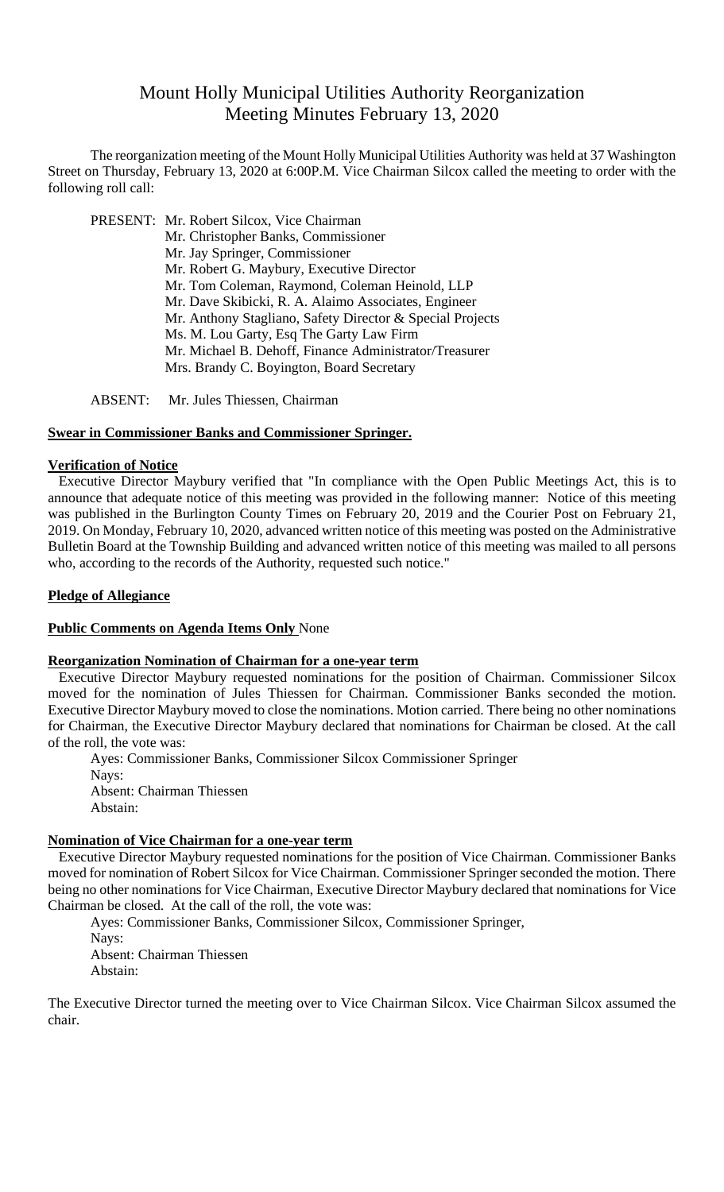# Mount Holly Municipal Utilities Authority Reorganization Meeting Minutes February 13, 2020

The reorganization meeting of the Mount Holly Municipal Utilities Authority was held at 37 Washington Street on Thursday, February 13, 2020 at 6:00P.M. Vice Chairman Silcox called the meeting to order with the following roll call:

PRESENT: Mr. Robert Silcox, Vice Chairman
Mr. Christopher Banks, Commissioner
Mr. Jay Springer, Commissioner
Mr. Robert G. Maybury, Executive Director
Mr. Tom Coleman, Raymond, Coleman Heinold, LLP
Mr. Dave Skibicki, R. A. Alaimo Associates, Engineer
Mr. Anthony Stagliano, Safety Director & Special Projects
Ms. M. Lou Garty, Esq The Garty Law Firm
Mr. Michael B. Dehoff, Finance Administrator/Treasurer
Mrs. Brandy C. Boyington, Board Secretary

ABSENT: Mr. Jules Thiessen, Chairman

**Swear in Commissioner Banks and Commissioner Springer.**

**Verification of Notice**

Executive Director Maybury verified that "In compliance with the Open Public Meetings Act, this is to announce that adequate notice of this meeting was provided in the following manner: Notice of this meeting was published in the Burlington County Times on February 20, 2019 and the Courier Post on February 21, 2019. On Monday, February 10, 2020, advanced written notice of this meeting was posted on the Administrative Bulletin Board at the Township Building and advanced written notice of this meeting was mailed to all persons who, according to the records of the Authority, requested such notice."

**Pledge of Allegiance**

**Public Comments on Agenda Items Only** None

**Reorganization Nomination of Chairman for a one-year term**

Executive Director Maybury requested nominations for the position of Chairman. Commissioner Silcox moved for the nomination of Jules Thiessen for Chairman. Commissioner Banks seconded the motion. Executive Director Maybury moved to close the nominations. Motion carried. There being no other nominations for Chairman, the Executive Director Maybury declared that nominations for Chairman be closed. At the call of the roll, the vote was:

Ayes: Commissioner Banks, Commissioner Silcox Commissioner Springer
Nays:
Absent: Chairman Thiessen
Abstain:

**Nomination of Vice Chairman for a one-year term**

Executive Director Maybury requested nominations for the position of Vice Chairman. Commissioner Banks moved for nomination of Robert Silcox for Vice Chairman. Commissioner Springer seconded the motion. There being no other nominations for Vice Chairman, Executive Director Maybury declared that nominations for Vice Chairman be closed. At the call of the roll, the vote was:

Ayes: Commissioner Banks, Commissioner Silcox, Commissioner Springer,
Nays:
Absent: Chairman Thiessen
Abstain:

The Executive Director turned the meeting over to Vice Chairman Silcox. Vice Chairman Silcox assumed the chair.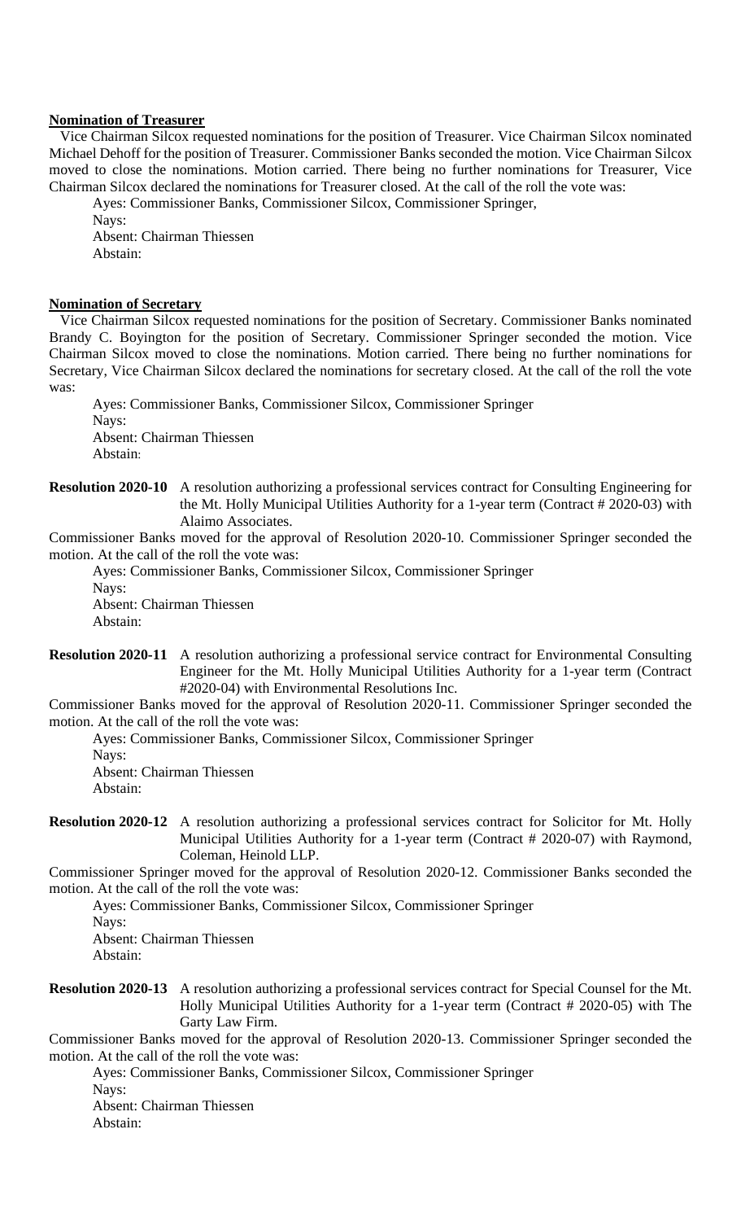**Nomination of Treasurer**

Vice Chairman Silcox requested nominations for the position of Treasurer. Vice Chairman Silcox nominated Michael Dehoff for the position of Treasurer. Commissioner Banks seconded the motion. Vice Chairman Silcox moved to close the nominations. Motion carried. There being no further nominations for Treasurer, Vice Chairman Silcox declared the nominations for Treasurer closed. At the call of the roll the vote was:

Ayes: Commissioner Banks, Commissioner Silcox, Commissioner Springer,
Nays:
Absent: Chairman Thiessen
Abstain:

**Nomination of Secretary**

Vice Chairman Silcox requested nominations for the position of Secretary. Commissioner Banks nominated Brandy C. Boyington for the position of Secretary. Commissioner Springer seconded the motion. Vice Chairman Silcox moved to close the nominations. Motion carried. There being no further nominations for Secretary, Vice Chairman Silcox declared the nominations for secretary closed. At the call of the roll the vote was:

Ayes: Commissioner Banks, Commissioner Silcox, Commissioner Springer
Nays:
Absent: Chairman Thiessen
Abstain:

**Resolution 2020-10** A resolution authorizing a professional services contract for Consulting Engineering for the Mt. Holly Municipal Utilities Authority for a 1-year term (Contract # 2020-03) with Alaimo Associates.

Commissioner Banks moved for the approval of Resolution 2020-10. Commissioner Springer seconded the motion. At the call of the roll the vote was:

Ayes: Commissioner Banks, Commissioner Silcox, Commissioner Springer
Nays:
Absent: Chairman Thiessen
Abstain:

**Resolution 2020-11** A resolution authorizing a professional service contract for Environmental Consulting Engineer for the Mt. Holly Municipal Utilities Authority for a 1-year term (Contract #2020-04) with Environmental Resolutions Inc.

Commissioner Banks moved for the approval of Resolution 2020-11. Commissioner Springer seconded the motion. At the call of the roll the vote was:

Ayes: Commissioner Banks, Commissioner Silcox, Commissioner Springer
Nays:
Absent: Chairman Thiessen
Abstain:

**Resolution 2020-12** A resolution authorizing a professional services contract for Solicitor for Mt. Holly Municipal Utilities Authority for a 1-year term (Contract # 2020-07) with Raymond, Coleman, Heinold LLP.

Commissioner Springer moved for the approval of Resolution 2020-12. Commissioner Banks seconded the motion. At the call of the roll the vote was:

Ayes: Commissioner Banks, Commissioner Silcox, Commissioner Springer
Nays:
Absent: Chairman Thiessen
Abstain:

**Resolution 2020-13** A resolution authorizing a professional services contract for Special Counsel for the Mt. Holly Municipal Utilities Authority for a 1-year term (Contract # 2020-05) with The Garty Law Firm.

Commissioner Banks moved for the approval of Resolution 2020-13. Commissioner Springer seconded the motion. At the call of the roll the vote was:

Ayes: Commissioner Banks, Commissioner Silcox, Commissioner Springer
Nays:
Absent: Chairman Thiessen
Abstain: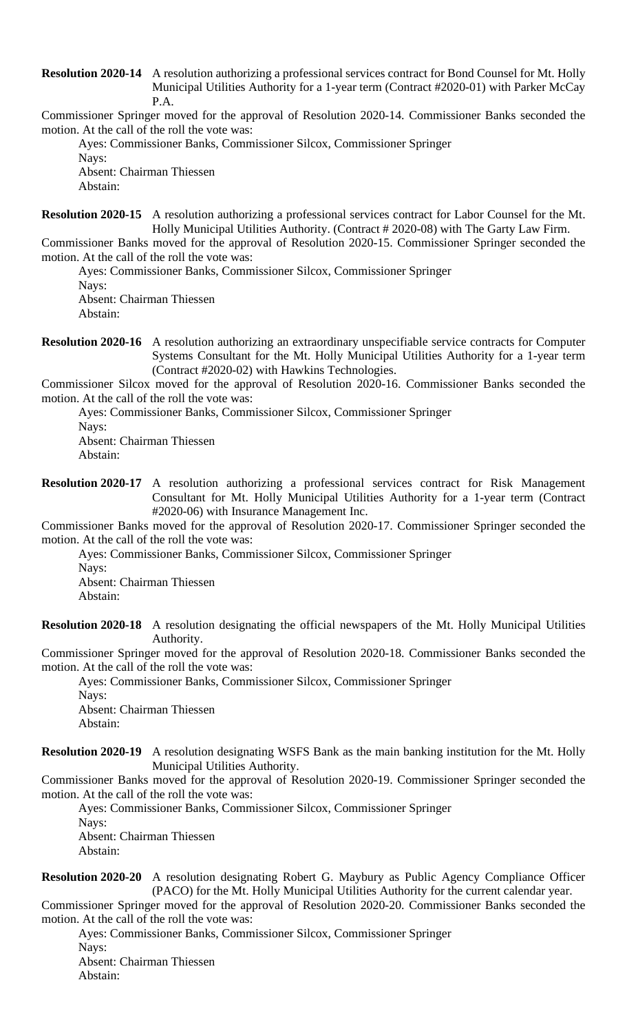**Resolution 2020-14** A resolution authorizing a professional services contract for Bond Counsel for Mt. Holly Municipal Utilities Authority for a 1-year term (Contract #2020-01) with Parker McCay P.A.

Commissioner Springer moved for the approval of Resolution 2020-14. Commissioner Banks seconded the motion. At the call of the roll the vote was:

Ayes: Commissioner Banks, Commissioner Silcox, Commissioner Springer
Nays:
Absent: Chairman Thiessen
Abstain:

**Resolution 2020-15** A resolution authorizing a professional services contract for Labor Counsel for the Mt. Holly Municipal Utilities Authority. (Contract # 2020-08) with The Garty Law Firm.

Commissioner Banks moved for the approval of Resolution 2020-15. Commissioner Springer seconded the motion. At the call of the roll the vote was:

Ayes: Commissioner Banks, Commissioner Silcox, Commissioner Springer
Nays:
Absent: Chairman Thiessen
Abstain:

**Resolution 2020-16** A resolution authorizing an extraordinary unspecifiable service contracts for Computer Systems Consultant for the Mt. Holly Municipal Utilities Authority for a 1-year term (Contract #2020-02) with Hawkins Technologies.

Commissioner Silcox moved for the approval of Resolution 2020-16. Commissioner Banks seconded the motion. At the call of the roll the vote was:

Ayes: Commissioner Banks, Commissioner Silcox, Commissioner Springer
Nays:
Absent: Chairman Thiessen
Abstain:

**Resolution 2020-17** A resolution authorizing a professional services contract for Risk Management Consultant for Mt. Holly Municipal Utilities Authority for a 1-year term (Contract #2020-06) with Insurance Management Inc.

Commissioner Banks moved for the approval of Resolution 2020-17. Commissioner Springer seconded the motion. At the call of the roll the vote was:

Ayes: Commissioner Banks, Commissioner Silcox, Commissioner Springer
Nays:
Absent: Chairman Thiessen
Abstain:

**Resolution 2020-18** A resolution designating the official newspapers of the Mt. Holly Municipal Utilities Authority.

Commissioner Springer moved for the approval of Resolution 2020-18. Commissioner Banks seconded the motion. At the call of the roll the vote was:

Ayes: Commissioner Banks, Commissioner Silcox, Commissioner Springer
Nays:
Absent: Chairman Thiessen
Abstain:

**Resolution 2020-19** A resolution designating WSFS Bank as the main banking institution for the Mt. Holly Municipal Utilities Authority.

Commissioner Banks moved for the approval of Resolution 2020-19. Commissioner Springer seconded the motion. At the call of the roll the vote was:

Ayes: Commissioner Banks, Commissioner Silcox, Commissioner Springer
Nays:
Absent: Chairman Thiessen
Abstain:

**Resolution 2020-20** A resolution designating Robert G. Maybury as Public Agency Compliance Officer (PACO) for the Mt. Holly Municipal Utilities Authority for the current calendar year.

Commissioner Springer moved for the approval of Resolution 2020-20. Commissioner Banks seconded the motion. At the call of the roll the vote was:

Ayes: Commissioner Banks, Commissioner Silcox, Commissioner Springer
Nays:
Absent: Chairman Thiessen
Abstain: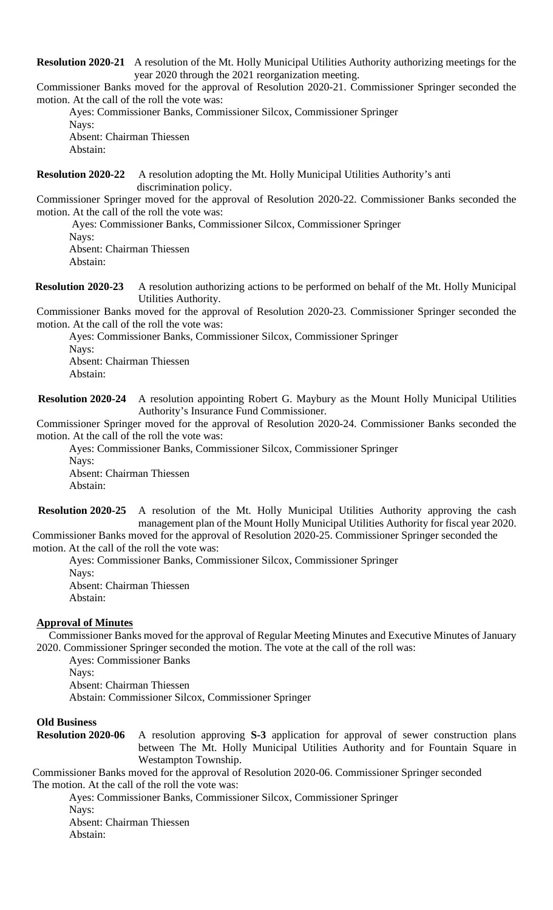**Resolution 2020-21** A resolution of the Mt. Holly Municipal Utilities Authority authorizing meetings for the year 2020 through the 2021 reorganization meeting.

Commissioner Banks moved for the approval of Resolution 2020-21. Commissioner Springer seconded the motion. At the call of the roll the vote was:

Ayes: Commissioner Banks, Commissioner Silcox, Commissioner Springer
Nays:
Absent: Chairman Thiessen
Abstain:

**Resolution 2020-22** A resolution adopting the Mt. Holly Municipal Utilities Authority's anti discrimination policy.

Commissioner Springer moved for the approval of Resolution 2020-22. Commissioner Banks seconded the motion. At the call of the roll the vote was:

Ayes: Commissioner Banks, Commissioner Silcox, Commissioner Springer
Nays:
Absent: Chairman Thiessen
Abstain:

**Resolution 2020-23** A resolution authorizing actions to be performed on behalf of the Mt. Holly Municipal Utilities Authority.

Commissioner Banks moved for the approval of Resolution 2020-23. Commissioner Springer seconded the motion. At the call of the roll the vote was:

Ayes: Commissioner Banks, Commissioner Silcox, Commissioner Springer
Nays:
Absent: Chairman Thiessen
Abstain:

**Resolution 2020-24** A resolution appointing Robert G. Maybury as the Mount Holly Municipal Utilities Authority's Insurance Fund Commissioner.

Commissioner Springer moved for the approval of Resolution 2020-24. Commissioner Banks seconded the motion. At the call of the roll the vote was:

Ayes: Commissioner Banks, Commissioner Silcox, Commissioner Springer
Nays:
Absent: Chairman Thiessen
Abstain:

**Resolution 2020-25** A resolution of the Mt. Holly Municipal Utilities Authority approving the cash management plan of the Mount Holly Municipal Utilities Authority for fiscal year 2020.

Commissioner Banks moved for the approval of Resolution 2020-25. Commissioner Springer seconded the motion. At the call of the roll the vote was:

Ayes: Commissioner Banks, Commissioner Silcox, Commissioner Springer
Nays:
Absent: Chairman Thiessen
Abstain:

**Approval of Minutes**

Commissioner Banks moved for the approval of Regular Meeting Minutes and Executive Minutes of January 2020. Commissioner Springer seconded the motion. The vote at the call of the roll was:

Ayes: Commissioner Banks
Nays:
Absent: Chairman Thiessen
Abstain: Commissioner Silcox, Commissioner Springer

**Old Business**

**Resolution 2020-06** A resolution approving **S-3** application for approval of sewer construction plans between The Mt. Holly Municipal Utilities Authority and for Fountain Square in Westampton Township.

Commissioner Banks moved for the approval of Resolution 2020-06. Commissioner Springer seconded The motion. At the call of the roll the vote was:

Ayes: Commissioner Banks, Commissioner Silcox, Commissioner Springer
Nays:
Absent: Chairman Thiessen
Abstain: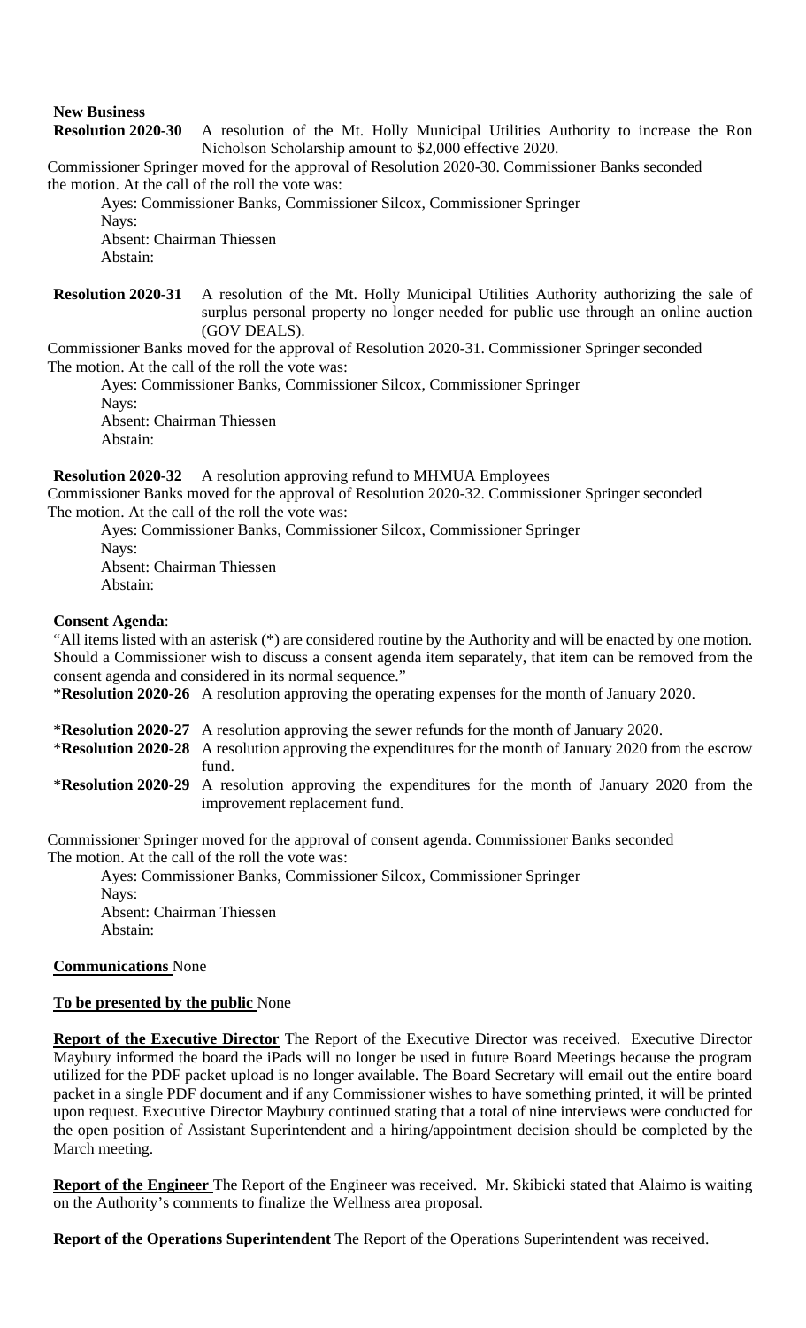**New Business**

**Resolution 2020-30** A resolution of the Mt. Holly Municipal Utilities Authority to increase the Ron Nicholson Scholarship amount to $2,000 effective 2020.

Commissioner Springer moved for the approval of Resolution 2020-30. Commissioner Banks seconded the motion. At the call of the roll the vote was:

Ayes: Commissioner Banks, Commissioner Silcox, Commissioner Springer
Nays:
Absent: Chairman Thiessen
Abstain:

**Resolution 2020-31** A resolution of the Mt. Holly Municipal Utilities Authority authorizing the sale of surplus personal property no longer needed for public use through an online auction (GOV DEALS).

Commissioner Banks moved for the approval of Resolution 2020-31. Commissioner Springer seconded The motion. At the call of the roll the vote was:

Ayes: Commissioner Banks, Commissioner Silcox, Commissioner Springer
Nays:
Absent: Chairman Thiessen
Abstain:

**Resolution 2020-32** A resolution approving refund to MHMUA Employees

Commissioner Banks moved for the approval of Resolution 2020-32. Commissioner Springer seconded The motion. At the call of the roll the vote was:

Ayes: Commissioner Banks, Commissioner Silcox, Commissioner Springer
Nays:
Absent: Chairman Thiessen
Abstain:

**Consent Agenda**:

"All items listed with an asterisk (*) are considered routine by the Authority and will be enacted by one motion. Should a Commissioner wish to discuss a consent agenda item separately, that item can be removed from the consent agenda and considered in its normal sequence."

***Resolution 2020-26** A resolution approving the operating expenses for the month of January 2020.

***Resolution 2020-27** A resolution approving the sewer refunds for the month of January 2020.

***Resolution 2020-28** A resolution approving the expenditures for the month of January 2020 from the escrow fund.

***Resolution 2020-29** A resolution approving the expenditures for the month of January 2020 from the improvement replacement fund.

Commissioner Springer moved for the approval of consent agenda. Commissioner Banks seconded The motion. At the call of the roll the vote was:

Ayes: Commissioner Banks, Commissioner Silcox, Commissioner Springer
Nays:
Absent: Chairman Thiessen
Abstain:

**Communications** None

**To be presented by the public** None

**Report of the Executive Director** The Report of the Executive Director was received. Executive Director Maybury informed the board the iPads will no longer be used in future Board Meetings because the program utilized for the PDF packet upload is no longer available. The Board Secretary will email out the entire board packet in a single PDF document and if any Commissioner wishes to have something printed, it will be printed upon request. Executive Director Maybury continued stating that a total of nine interviews were conducted for the open position of Assistant Superintendent and a hiring/appointment decision should be completed by the March meeting.

**Report of the Engineer** The Report of the Engineer was received. Mr. Skibicki stated that Alaimo is waiting on the Authority's comments to finalize the Wellness area proposal.

**Report of the Operations Superintendent** The Report of the Operations Superintendent was received.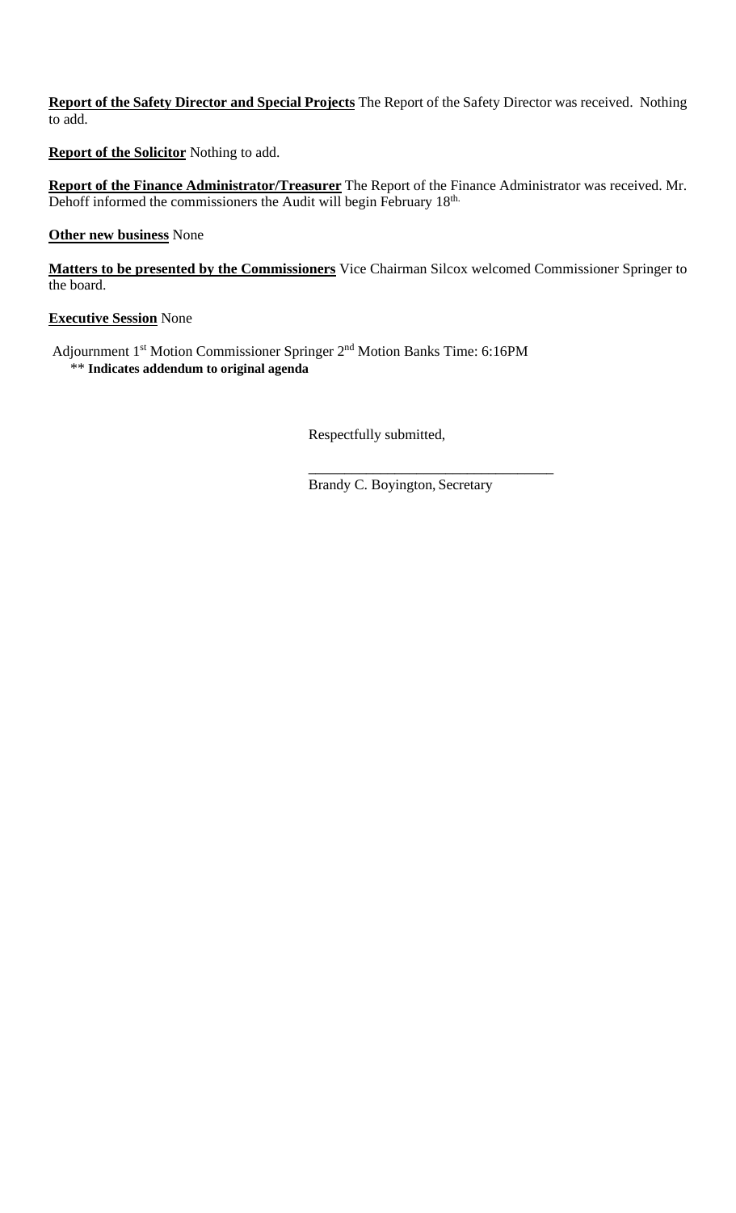**Report of the Safety Director and Special Projects** The Report of the Safety Director was received. Nothing to add.

**Report of the Solicitor** Nothing to add.

**Report of the Finance Administrator/Treasurer** The Report of the Finance Administrator was received. Mr. Dehoff informed the commissioners the Audit will begin February 18th.

**Other new business** None

**Matters to be presented by the Commissioners** Vice Chairman Silcox welcomed Commissioner Springer to the board.

**Executive Session** None

Adjournment 1st Motion Commissioner Springer 2nd Motion Banks Time: 6:16PM

\*\* **Indicates addendum to original agenda**

Respectfully submitted,

\_\_\_\_\_\_\_\_\_\_\_\_\_\_\_\_\_\_\_\_\_\_\_\_\_\_\_\_\_\_\_\_\_\_\_

Brandy C. Boyington, Secretary